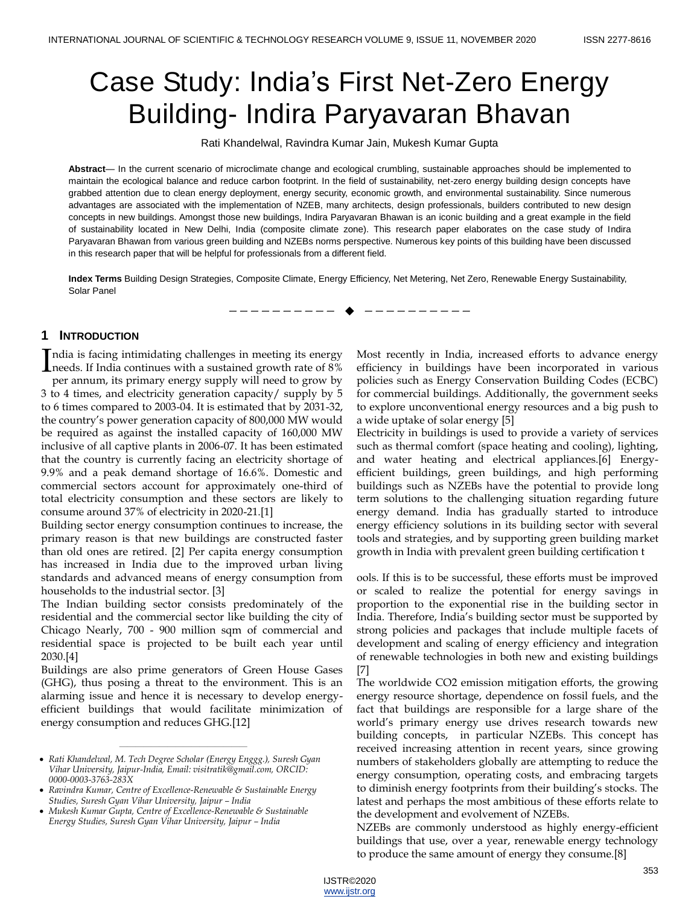# Case Study: India's First Net-Zero Energy Building- Indira Paryavaran Bhavan

Rati Khandelwal, Ravindra Kumar Jain, Mukesh Kumar Gupta

**Abstract**— In the current scenario of microclimate change and ecological crumbling, sustainable approaches should be implemented to maintain the ecological balance and reduce carbon footprint. In the field of sustainability, net-zero energy building design concepts have grabbed attention due to clean energy deployment, energy security, economic growth, and environmental sustainability. Since numerous advantages are associated with the implementation of NZEB, many architects, design professionals, builders contributed to new design concepts in new buildings. Amongst those new buildings, Indira Paryavaran Bhawan is an iconic building and a great example in the field of sustainability located in New Delhi, India (composite climate zone). This research paper elaborates on the case study of Indira Paryavaran Bhawan from various green building and NZEBs norms perspective. Numerous key points of this building have been discussed in this research paper that will be helpful for professionals from a different field.

**Index Terms** Building Design Strategies, Composite Climate, Energy Efficiency, Net Metering, Net Zero, Renewable Energy Sustainability, Solar Panel

---

## 1 INTRODUCTION

India is facing intimidating challenges in meeting its energy needs. If India continues with a sustained growth rate of 8% per annum, its primary energy supply will need to grow by 3 to 4 times, and electricity generation capacity/ supply by 5 to 6 times compared to 2003-04. It is estimated that by 2031-32, the country's power generation capacity of 800,000 MW would be required as against the installed capacity of 160,000 MW inclusive of all captive plants in 2006-07. It has been estimated that the country is currently facing an electricity shortage of 9.9% and a peak demand shortage of 16.6%. Domestic and commercial sectors account for approximately one-third of total electricity consumption and these sectors are likely to consume around 37% of electricity in 2020-21.[1]

Building sector energy consumption continues to increase, the primary reason is that new buildings are constructed faster than old ones are retired. [2] Per capita energy consumption has increased in India due to the improved urban living standards and advanced means of energy consumption from households to the industrial sector. [3]

The Indian building sector consists predominately of the residential and the commercial sector like building the city of Chicago Nearly, 700 - 900 million sqm of commercial and residential space is projected to be built each year until 2030.[4]

Buildings are also prime generators of Green House Gases (GHG), thus posing a threat to the environment. This is an alarming issue and hence it is necessary to develop energy-efficient buildings that would facilitate minimization of energy consumption and reduces GHG.[12]

Most recently in India, increased efforts to advance energy efficiency in buildings have been incorporated in various policies such as Energy Conservation Building Codes (ECBC) for commercial buildings. Additionally, the government seeks to explore unconventional energy resources and a big push to a wide uptake of solar energy [5]

Electricity in buildings is used to provide a variety of services such as thermal comfort (space heating and cooling), lighting, and water heating and electrical appliances.[6] Energy-efficient buildings, green buildings, and high performing buildings such as NZEBs have the potential to provide long term solutions to the challenging situation regarding future energy demand. India has gradually started to introduce energy efficiency solutions in its building sector with several tools and strategies, and by supporting green building market growth in India with prevalent green building certification tools. If this is to be successful, these efforts must be improved or scaled to realize the potential for energy savings in proportion to the exponential rise in the building sector in India. Therefore, India's building sector must be supported by strong policies and packages that include multiple facets of development and scaling of energy efficiency and integration of renewable technologies in both new and existing buildings [7]

The worldwide CO2 emission mitigation efforts, the growing energy resource shortage, dependence on fossil fuels, and the fact that buildings are responsible for a large share of the world's primary energy use drives research towards new building concepts, in particular NZEBs. This concept has received increasing attention in recent years, since growing numbers of stakeholders globally are attempting to reduce the energy consumption, operating costs, and embracing targets to diminish energy footprints from their building's stocks. The latest and perhaps the most ambitious of these efforts relate to the development and evolvement of NZEBs.

NZEBs are commonly understood as highly energy-efficient buildings that use, over a year, renewable energy technology to produce the same amount of energy they consume.[8]

---

- *Rati Khandelwal, M. Tech Degree Scholar (Energy Enggg.), Suresh Gyan Vihar University, Jaipur-India, Email: visitratik@gmail.com, ORCID: 0000-0003-3763-283X*
- *Ravindra Kumar, Centre of Excellence-Renewable & Sustainable Energy Studies, Suresh Gyan Vihar University, Jaipur – India*
- *Mukesh Kumar Gupta, Centre of Excellence-Renewable & Sustainable Energy Studies, Suresh Gyan Vihar University, Jaipur – India*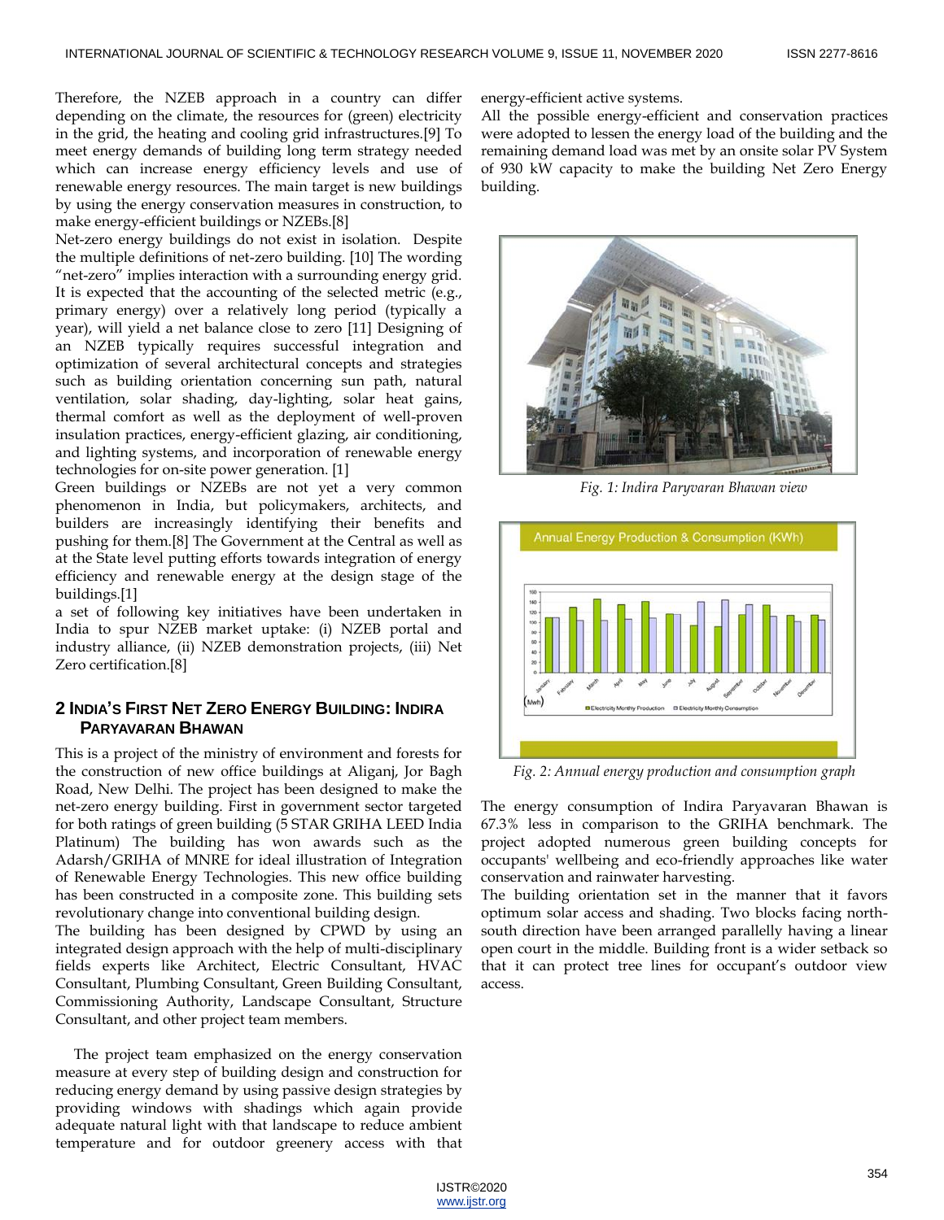Therefore, the NZEB approach in a country can differ depending on the climate, the resources for (green) electricity in the grid, the heating and cooling grid infrastructures.[9] To meet energy demands of building long term strategy needed which can increase energy efficiency levels and use of renewable energy resources. The main target is new buildings by using the energy conservation measures in construction, to make energy-efficient buildings or NZEBs.[8]

Net-zero energy buildings do not exist in isolation. Despite the multiple definitions of net-zero building. [10] The wording "net-zero" implies interaction with a surrounding energy grid. It is expected that the accounting of the selected metric (e.g., primary energy) over a relatively long period (typically a year), will yield a net balance close to zero [11] Designing of an NZEB typically requires successful integration and optimization of several architectural concepts and strategies such as building orientation concerning sun path, natural ventilation, solar shading, day-lighting, solar heat gains, thermal comfort as well as the deployment of well-proven insulation practices, energy-efficient glazing, air conditioning, and lighting systems, and incorporation of renewable energy technologies for on-site power generation. [1]

Green buildings or NZEBs are not yet a very common phenomenon in India, but policymakers, architects, and builders are increasingly identifying their benefits and pushing for them.[8] The Government at the Central as well as at the State level putting efforts towards integration of energy efficiency and renewable energy at the design stage of the buildings.[1]

a set of following key initiatives have been undertaken in India to spur NZEB market uptake: (i) NZEB portal and industry alliance, (ii) NZEB demonstration projects, (iii) Net Zero certification.[8]

## 2 India's First Net Zero Energy Building: Indira Paryavaran Bhawan

This is a project of the ministry of environment and forests for the construction of new office buildings at Aliganj, Jor Bagh Road, New Delhi. The project has been designed to make the net-zero energy building. First in government sector targeted for both ratings of green building (5 STAR GRIHA LEED India Platinum) The building has won awards such as the Adarsh/GRIHA of MNRE for ideal illustration of Integration of Renewable Energy Technologies. This new office building has been constructed in a composite zone. This building sets revolutionary change into conventional building design.

The building has been designed by CPWD by using an integrated design approach with the help of multi-disciplinary fields experts like Architect, Electric Consultant, HVAC Consultant, Plumbing Consultant, Green Building Consultant, Commissioning Authority, Landscape Consultant, Structure Consultant, and other project team members.

The project team emphasized on the energy conservation measure at every step of building design and construction for reducing energy demand by using passive design strategies by providing windows with shadings which again provide adequate natural light with that landscape to reduce ambient temperature and for outdoor greenery access with that energy-efficient active systems.

All the possible energy-efficient and conservation practices were adopted to lessen the energy load of the building and the remaining demand load was met by an onsite solar PV System of 930 kW capacity to make the building Net Zero Energy building.

*Fig. 1: Indira Paryvaran Bhawan view*

*Fig. 2: Annual energy production and consumption graph*

The energy consumption of Indira Paryavaran Bhawan is 67.3% less in comparison to the GRIHA benchmark. The project adopted numerous green building concepts for occupants' wellbeing and eco-friendly approaches like water conservation and rainwater harvesting.

The building orientation set in the manner that it favors optimum solar access and shading. Two blocks facing north-south direction have been arranged parallelly having a linear open court in the middle. Building front is a wider setback so that it can protect tree lines for occupant's outdoor view access.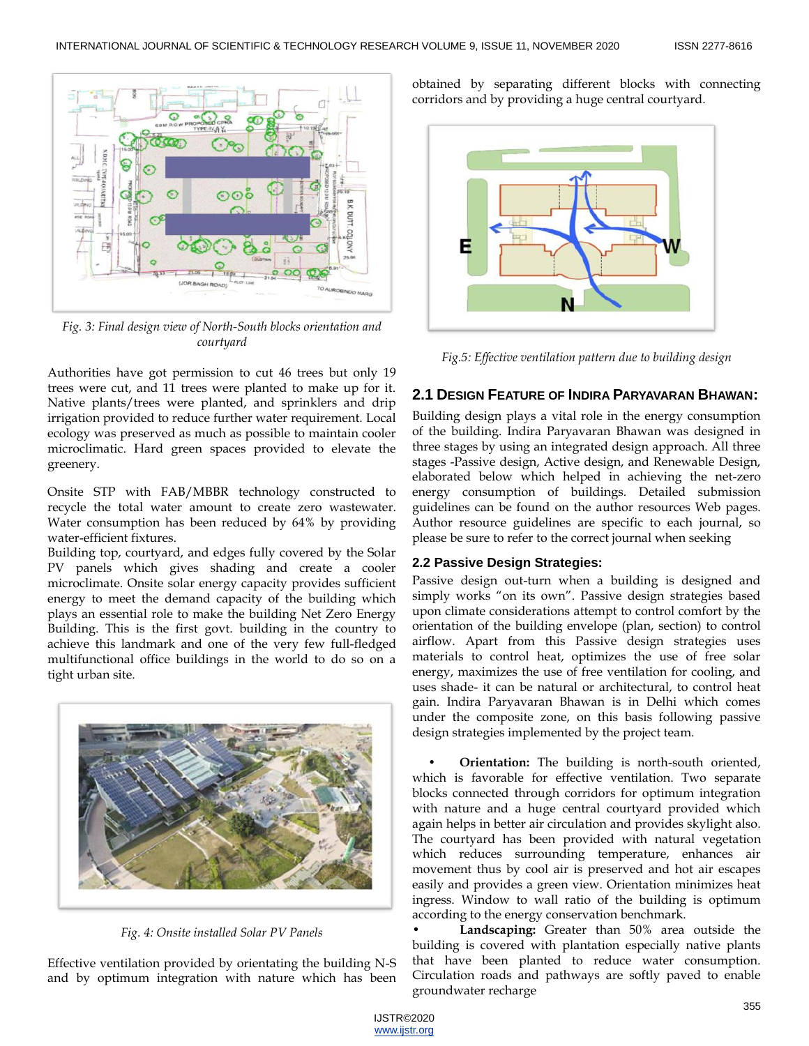Fig. 3: Final design view of North-South blocks orientation and courtyard

Authorities have got permission to cut 46 trees but only 19 trees were cut, and 11 trees were planted to make up for it. Native plants/trees were planted, and sprinklers and drip irrigation provided to reduce further water requirement. Local ecology was preserved as much as possible to maintain cooler microclimatic. Hard green spaces provided to elevate the greenery.

Onsite STP with FAB/MBBR technology constructed to recycle the total water amount to create zero wastewater. Water consumption has been reduced by 64% by providing water-efficient fixtures.
Building top, courtyard, and edges fully covered by the Solar PV panels which gives shading and create a cooler microclimate. Onsite solar energy capacity provides sufficient energy to meet the demand capacity of the building which plays an essential role to make the building Net Zero Energy Building. This is the first govt. building in the country to achieve this landmark and one of the very few full-fledged multifunctional office buildings in the world to do so on a tight urban site.

Fig. 4: Onsite installed Solar PV Panels

Effective ventilation provided by orientating the building N-S and by optimum integration with nature which has been obtained by separating different blocks with connecting corridors and by providing a huge central courtyard.

Fig.5: Effective ventilation pattern due to building design

## 2.1 Design Feature of Indira Paryavaran Bhawan:

Building design plays a vital role in the energy consumption of the building. Indira Paryavaran Bhawan was designed in three stages by using an integrated design approach. All three stages -Passive design, Active design, and Renewable Design, elaborated below which helped in achieving the net-zero energy consumption of buildings. Detailed submission guidelines can be found on the author resources Web pages. Author resource guidelines are specific to each journal, so please be sure to refer to the correct journal when seeking

### 2.2 Passive Design Strategies:

Passive design out-turn when a building is designed and simply works "on its own". Passive design strategies based upon climate considerations attempt to control comfort by the orientation of the building envelope (plan, section) to control airflow. Apart from this Passive design strategies uses materials to control heat, optimizes the use of free solar energy, maximizes the use of free ventilation for cooling, and uses shade- it can be natural or architectural, to control heat gain. Indira Paryavaran Bhawan is in Delhi which comes under the composite zone, on this basis following passive design strategies implemented by the project team.

- **Orientation:** The building is north-south oriented, which is favorable for effective ventilation. Two separate blocks connected through corridors for optimum integration with nature and a huge central courtyard provided which again helps in better air circulation and provides skylight also. The courtyard has been provided with natural vegetation which reduces surrounding temperature, enhances air movement thus by cool air is preserved and hot air escapes easily and provides a green view. Orientation minimizes heat ingress. Window to wall ratio of the building is optimum according to the energy conservation benchmark.
- **Landscaping:** Greater than 50% area outside the building is covered with plantation especially native plants that have been planted to reduce water consumption. Circulation roads and pathways are softly paved to enable groundwater recharge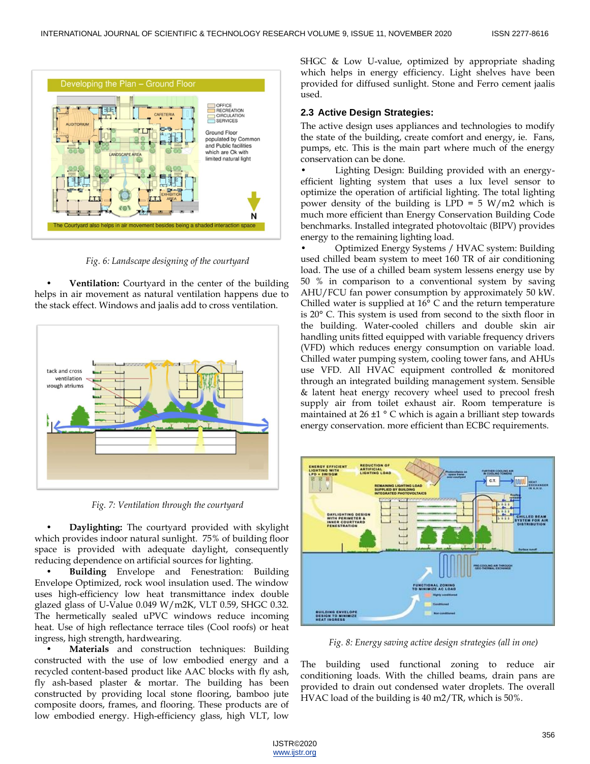*Fig. 6: Landscape designing of the courtyard*

- **Ventilation:** Courtyard in the center of the building helps in air movement as natural ventilation happens due to the stack effect. Windows and jaalis add to cross ventilation.

*Fig. 7: Ventilation through the courtyard*

- **Daylighting:** The courtyard provided with skylight which provides indoor natural sunlight. 75% of building floor space is provided with adequate daylight, consequently reducing dependence on artificial sources for lighting.
- **Building** Envelope and Fenestration: Building Envelope Optimized, rock wool insulation used. The window uses high-efficiency low heat transmittance index double glazed glass of U-Value 0.049 W/m2K, VLT 0.59, SHGC 0.32. The hermetically sealed uPVC windows reduce incoming heat. Use of high reflectance terrace tiles (Cool roofs) or heat ingress, high strength, hardwearing.
- **Materials** and construction techniques: Building constructed with the use of low embodied energy and a recycled content-based product like AAC blocks with fly ash, fly ash-based plaster & mortar. The building has been constructed by providing local stone flooring, bamboo jute composite doors, frames, and flooring. These products are of low embodied energy. High-efficiency glass, high VLT, low SHGC & Low U-value, optimized by appropriate shading which helps in energy efficiency. Light shelves have been provided for diffused sunlight. Stone and Ferro cement jaalis used.

### 2.3 Active Design Strategies:

The active design uses appliances and technologies to modify the state of the building, create comfort and energy, ie. Fans, pumps, etc. This is the main part where much of the energy conservation can be done.

- Lighting Design: Building provided with an energy-efficient lighting system that uses a lux level sensor to optimize the operation of artificial lighting. The total lighting power density of the building is LPD = 5 W/m2 which is much more efficient than Energy Conservation Building Code benchmarks. Installed integrated photovoltaic (BIPV) provides energy to the remaining lighting load.
- Optimized Energy Systems / HVAC system: Building used chilled beam system to meet 160 TR of air conditioning load. The use of a chilled beam system lessens energy use by 50 % in comparison to a conventional system by saving AHU/FCU fan power consumption by approximately 50 kW. Chilled water is supplied at 16° C and the return temperature is 20° C. This system is used from second to the sixth floor in the building. Water-cooled chillers and double skin air handling units fitted equipped with variable frequency drivers (VFD) which reduces energy consumption on variable load. Chilled water pumping system, cooling tower fans, and AHUs use VFD. All HVAC equipment controlled & monitored through an integrated building management system. Sensible & latent heat energy recovery wheel used to precool fresh supply air from toilet exhaust air. Room temperature is maintained at 26 ±1 ° C which is again a brilliant step towards energy conservation. more efficient than ECBC requirements.

*Fig. 8: Energy saving active design strategies (all in one)*

The building used functional zoning to reduce air conditioning loads. With the chilled beams, drain pans are provided to drain out condensed water droplets. The overall HVAC load of the building is 40 m2/TR, which is 50%.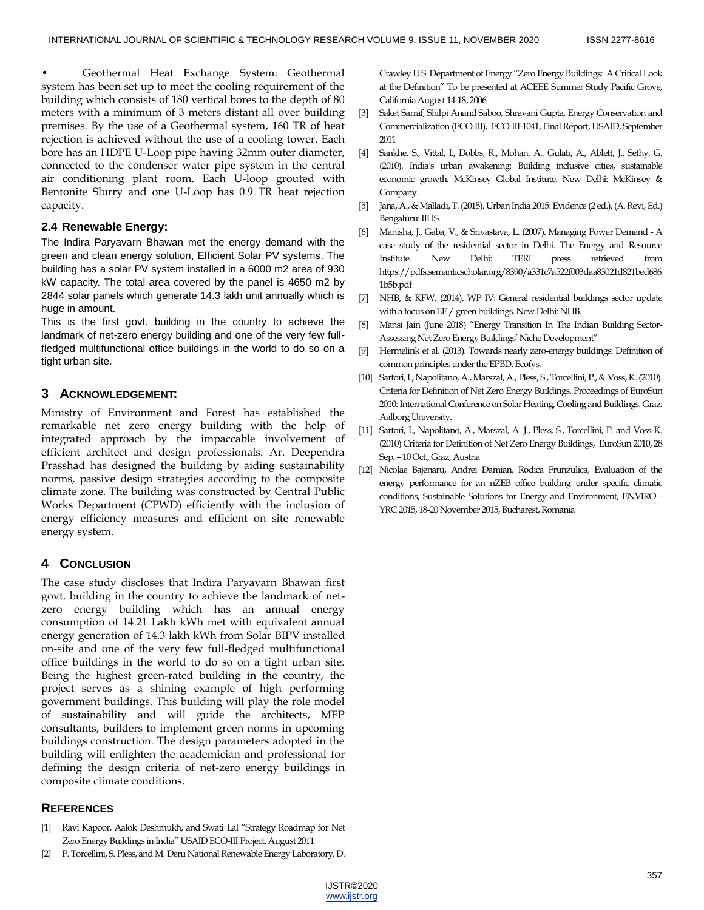• Geothermal Heat Exchange System: Geothermal system has been set up to meet the cooling requirement of the building which consists of 180 vertical bores to the depth of 80 meters with a minimum of 3 meters distant all over building premises. By the use of a Geothermal system, 160 TR of heat rejection is achieved without the use of a cooling tower. Each bore has an HDPE U-Loop pipe having 32mm outer diameter, connected to the condenser water pipe system in the central air conditioning plant room. Each U-loop grouted with Bentonite Slurry and one U-Loop has 0.9 TR heat rejection capacity.

### 2.4 Renewable Energy:

The Indira Paryavarn Bhawan met the energy demand with the green and clean energy solution, Efficient Solar PV systems. The building has a solar PV system installed in a 6000 m2 area of 930 kW capacity. The total area covered by the panel is 4650 m2 by 2844 solar panels which generate 14.3 lakh unit annually which is huge in amount.

This is the first govt. building in the country to achieve the landmark of net-zero energy building and one of the very few full-fledged multifunctional office buildings in the world to do so on a tight urban site.

## 3 Acknowledgement:

Ministry of Environment and Forest has established the remarkable net zero energy building with the help of integrated approach by the impaccable involvement of efficient architect and design professionals. Ar. Deependra Prasshad has designed the building by aiding sustainability norms, passive design strategies according to the composite climate zone. The building was constructed by Central Public Works Department (CPWD) efficiently with the inclusion of energy efficiency measures and efficient on site renewable energy system.

## 4 Conclusion

The case study discloses that Indira Paryavarn Bhawan first govt. building in the country to achieve the landmark of net-zero energy building which has an annual energy consumption of 14.21 Lakh kWh met with equivalent annual energy generation of 14.3 lakh kWh from Solar BIPV installed on-site and one of the very few full-fledged multifunctional office buildings in the world to do so on a tight urban site. Being the highest green-rated building in the country, the project serves as a shining example of high performing government buildings. This building will play the role model of sustainability and will guide the architects, MEP consultants, builders to implement green norms in upcoming buildings construction. The design parameters adopted in the building will enlighten the academician and professional for defining the design criteria of net-zero energy buildings in composite climate conditions.

## References

[1] Ravi Kapoor, Aalok Deshmukh, and Swati Lal "Strategy Roadmap for Net Zero Energy Buildings in India" USAID ECO-III Project, August 2011

[2] P. Torcellini, S. Pless, and M. Deru National Renewable Energy Laboratory, D. Crawley U.S. Department of Energy "Zero Energy Buildings: A Critical Look at the Definition" To be presented at ACEEE Summer Study Pacific Grove, California August 14-18, 2006

[3] Saket Sarraf, Shilpi Anand Saboo, Shravani Gupta, Energy Conservation and Commercialization (ECO-III), ECO-III-1041, Final Report, USAID, September 2011

[4] Sankhe, S., Vittal, I., Dobbs, R., Mohan, A., Gulati, A., Ablett, J., Sethy, G. (2010). India's urban awakening: Building inclusive cities, sustainable economic growth. McKinsey Global Institute. New Delhi: McKinsey & Company.

[5] Jana, A., & Malladi, T. (2015). Urban India 2015: Evidence (2 ed.). (A. Revi, Ed.) Bengaluru: IIHS.

[6] Manisha, J., Gaba, V., & Srivastava, L. (2007). Managing Power Demand - A case study of the residential sector in Delhi. The Energy and Resource Institute. New Delhi: TERI press retrieved from https://pdfs.semanticscholar.org/8390/a331c7a522f003daa83021d821bed6861b5b.pdf

[7] NHB, & KFW. (2014). WP IV: General residential buildings sector update with a focus on EE / green buildings. New Delhi: NHB.

[8] Mansi Jain (June 2018) "Energy Transition In The Indian Building Sector-Assessing Net Zero Energy Buildings' Niche Development"

[9] Hermelink et al. (2013). Towards nearly zero-energy buildings: Definition of common principles under the EPBD. Ecofys.

[10] Sartori, I., Napolitano, A., Marszal, A., Pless, S., Torcellini, P., & Voss, K. (2010). Criteria for Definition of Net Zero Energy Buildings. Proceedings of EuroSun 2010: International Conference on Solar Heating, Cooling and Buildings. Graz: Aalborg University.

[11] Sartori, I., Napolitano, A., Marszal, A. J., Pless, S., Torcellini, P. and Voss K. (2010) Criteria for Definition of Net Zero Energy Buildings, EuroSun 2010, 28 Sep. – 10 Oct., Graz, Austria

[12] Nicolae Bajenaru, Andrei Damian, Rodica Frunzulica, Evaluation of the energy performance for an nZEB office building under specific climatic conditions, Sustainable Solutions for Energy and Environment, ENVIRO - YRC 2015, 18-20 November 2015, Bucharest, Romania